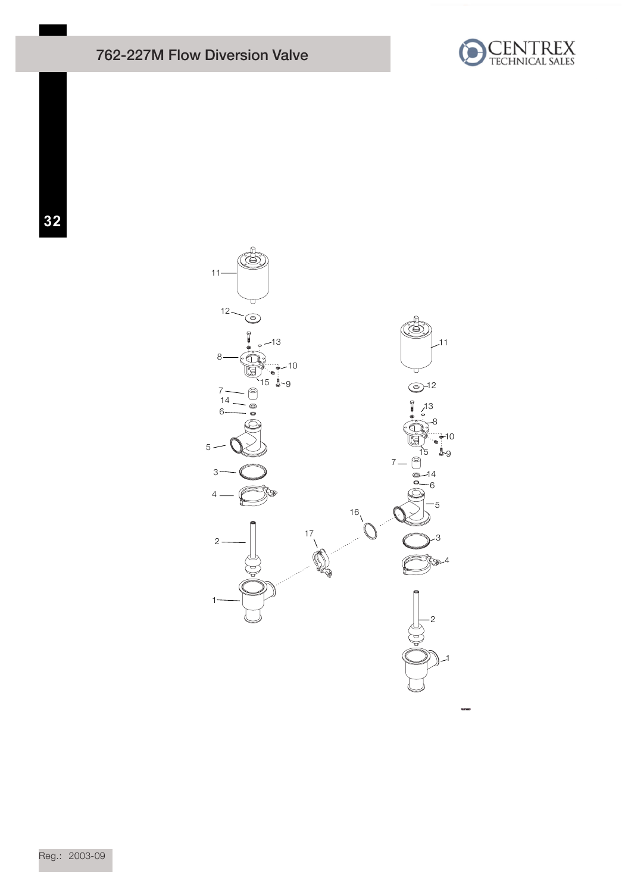# 762-227M Flow Diversion Valve

11

12

13

8

10

15

9

7

14

6

5

3

4

2

1

11

12

13

8

10

15

9

7

14

6

16

5

17

3

4

2

1

Reg.: 2003-09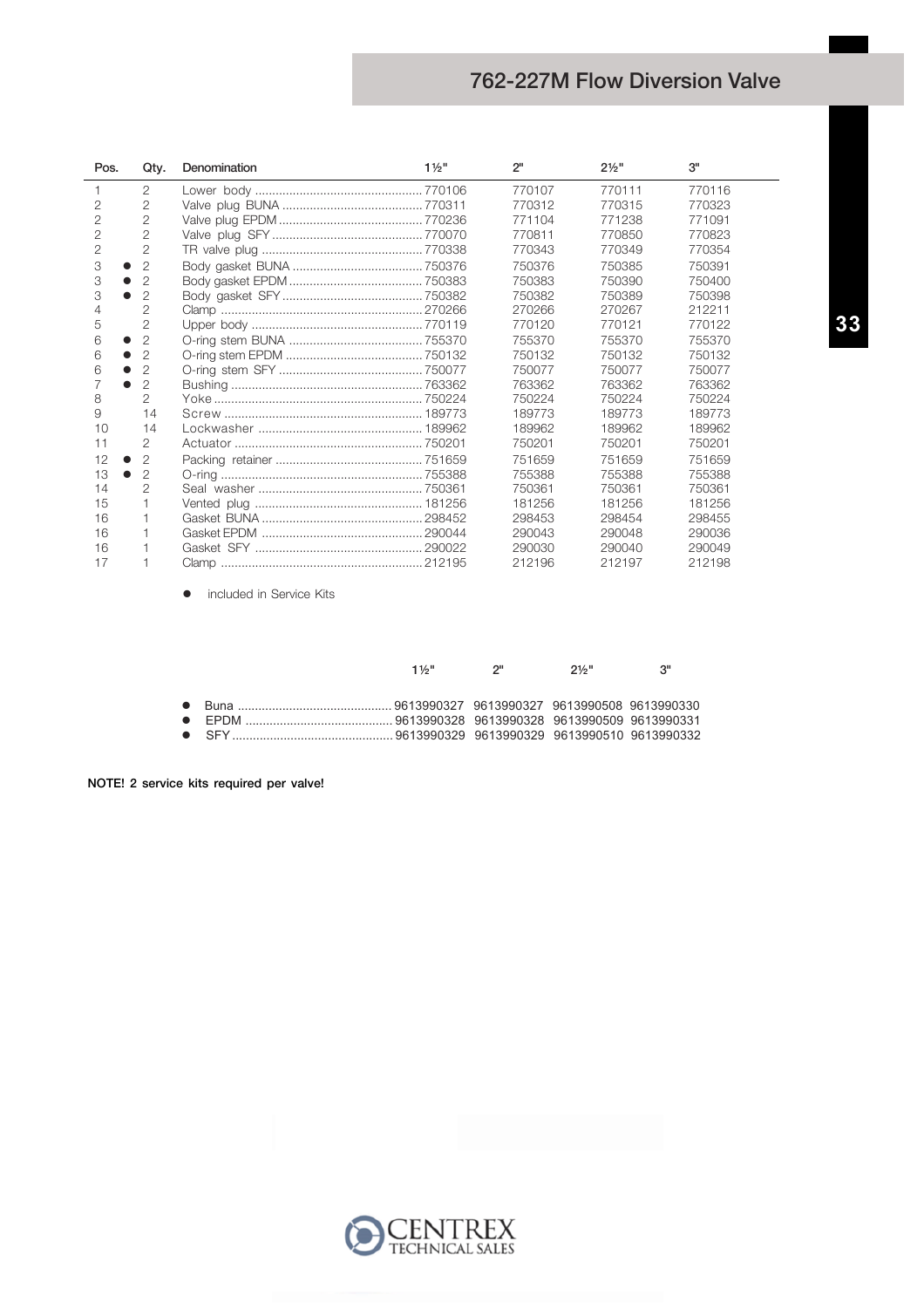# 762-227M Flow Diversion Valve

| Pos. | | Qty. | Denomination | 1½" | 2" | 2½" | 3" |
|---|---|---|---|---|---|---|---|
| 1 | | 2 | Lower body | 770106 | 770107 | 770111 | 770116 |
| 2 | | 2 | Valve plug BUNA | 770311 | 770312 | 770315 | 770323 |
| 2 | | 2 | Valve plug EPDM | 770236 | 771104 | 771238 | 771091 |
| 2 | | 2 | Valve plug SFY | 770070 | 770811 | 770850 | 770823 |
| 2 | | 2 | TR valve plug | 770338 | 770343 | 770349 | 770354 |
| 3 | ● | 2 | Body gasket BUNA | 750376 | 750376 | 750385 | 750391 |
| 3 | ● | 2 | Body gasket EPDM | 750383 | 750383 | 750390 | 750400 |
| 3 | ● | 2 | Body gasket SFY | 750382 | 750382 | 750389 | 750398 |
| 4 | | 2 | Clamp | 270266 | 270266 | 270267 | 212211 |
| 5 | | 2 | Upper body | 770119 | 770120 | 770121 | 770122 |
| 6 | ● | 2 | O-ring stem BUNA | 755370 | 755370 | 755370 | 755370 |
| 6 | ● | 2 | O-ring stem EPDM | 750132 | 750132 | 750132 | 750132 |
| 6 | ● | 2 | O-ring stem SFY | 750077 | 750077 | 750077 | 750077 |
| 7 | ● | 2 | Bushing | 763362 | 763362 | 763362 | 763362 |
| 8 | | 2 | Yoke | 750224 | 750224 | 750224 | 750224 |
| 9 | | 14 | Screw | 189773 | 189773 | 189773 | 189773 |
| 10 | | 14 | Lockwasher | 189962 | 189962 | 189962 | 189962 |
| 11 | | 2 | Actuator | 750201 | 750201 | 750201 | 750201 |
| 12 | ● | 2 | Packing retainer | 751659 | 751659 | 751659 | 751659 |
| 13 | ● | 2 | O-ring | 755388 | 755388 | 755388 | 755388 |
| 14 | | 2 | Seal washer | 750361 | 750361 | 750361 | 750361 |
| 15 | | 1 | Vented plug | 181256 | 181256 | 181256 | 181256 |
| 16 | | 1 | Gasket BUNA | 298452 | 298453 | 298454 | 298455 |
| 16 | | 1 | Gasket EPDM | 290044 | 290043 | 290048 | 290036 |
| 16 | | 1 | Gasket SFY | 290022 | 290030 | 290040 | 290049 |
| 17 | | 1 | Clamp | 212195 | 212196 | 212197 | 212198 |

● included in Service Kits

| | | 1½" | 2" | 2½" | 3" |
|---|---|---|---|---|---|
| ● | Buna | 9613990327 | 9613990327 | 9613990508 | 9613990330 |
| ● | EPDM | 9613990328 | 9613990328 | 9613990509 | 9613990331 |
| ● | SFY | 9613990329 | 9613990329 | 9613990510 | 9613990332 |

**NOTE! 2 service kits required per valve!**

CENTREX TECHNICAL SALES